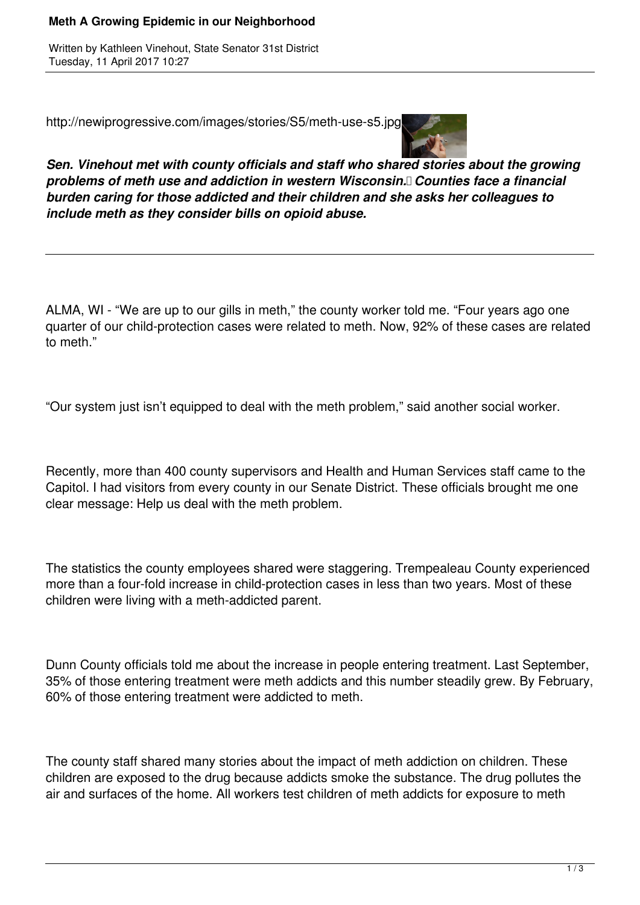# Meth A Growing Epidemic in our Neighborhood

Written by Kathleen Vinehout, State Senator 31st District
Tuesday, 11 April 2017 10:27

http://newiprogressive.com/images/stories/S5/meth-use-s5.jpg

***Sen. Vinehout met with county officials and staff who shared stories about the growing problems of meth use and addiction in western Wisconsin. Counties face a financial burden caring for those addicted and their children and she asks her colleagues to include meth as they consider bills on opioid abuse.***

---

ALMA, WI - "We are up to our gills in meth," the county worker told me. "Four years ago one quarter of our child-protection cases were related to meth. Now, 92% of these cases are related to meth."

"Our system just isn't equipped to deal with the meth problem," said another social worker.

Recently, more than 400 county supervisors and Health and Human Services staff came to the Capitol. I had visitors from every county in our Senate District. These officials brought me one clear message: Help us deal with the meth problem.

The statistics the county employees shared were staggering. Trempealeau County experienced more than a four-fold increase in child-protection cases in less than two years. Most of these children were living with a meth-addicted parent.

Dunn County officials told me about the increase in people entering treatment. Last September, 35% of those entering treatment were meth addicts and this number steadily grew. By February, 60% of those entering treatment were addicted to meth.

The county staff shared many stories about the impact of meth addiction on children. These children are exposed to the drug because addicts smoke the substance. The drug pollutes the air and surfaces of the home. All workers test children of meth addicts for exposure to meth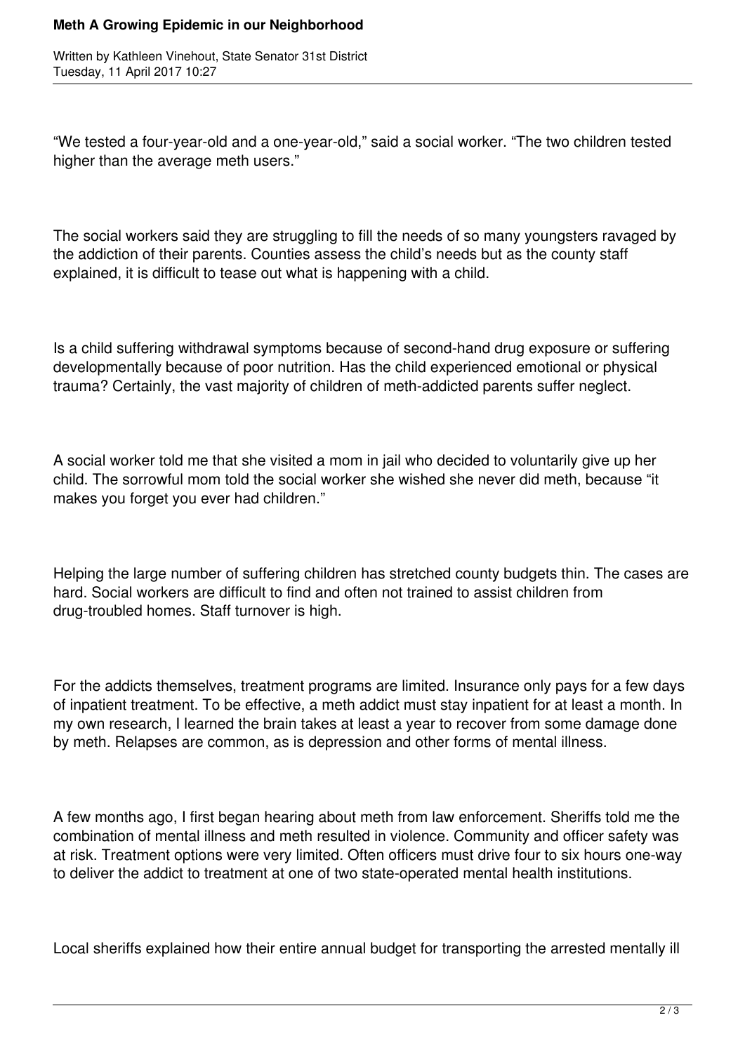"We tested a four-year-old and a one-year-old," said a social worker. "The two children tested higher than the average meth users."

The social workers said they are struggling to fill the needs of so many youngsters ravaged by the addiction of their parents. Counties assess the child's needs but as the county staff explained, it is difficult to tease out what is happening with a child.

Is a child suffering withdrawal symptoms because of second-hand drug exposure or suffering developmentally because of poor nutrition. Has the child experienced emotional or physical trauma? Certainly, the vast majority of children of meth-addicted parents suffer neglect.

A social worker told me that she visited a mom in jail who decided to voluntarily give up her child. The sorrowful mom told the social worker she wished she never did meth, because "it makes you forget you ever had children."

Helping the large number of suffering children has stretched county budgets thin. The cases are hard. Social workers are difficult to find and often not trained to assist children from drug-troubled homes. Staff turnover is high.

For the addicts themselves, treatment programs are limited. Insurance only pays for a few days of inpatient treatment. To be effective, a meth addict must stay inpatient for at least a month. In my own research, I learned the brain takes at least a year to recover from some damage done by meth. Relapses are common, as is depression and other forms of mental illness.

A few months ago, I first began hearing about meth from law enforcement. Sheriffs told me the combination of mental illness and meth resulted in violence. Community and officer safety was at risk. Treatment options were very limited. Often officers must drive four to six hours one-way to deliver the addict to treatment at one of two state-operated mental health institutions.

Local sheriffs explained how their entire annual budget for transporting the arrested mentally ill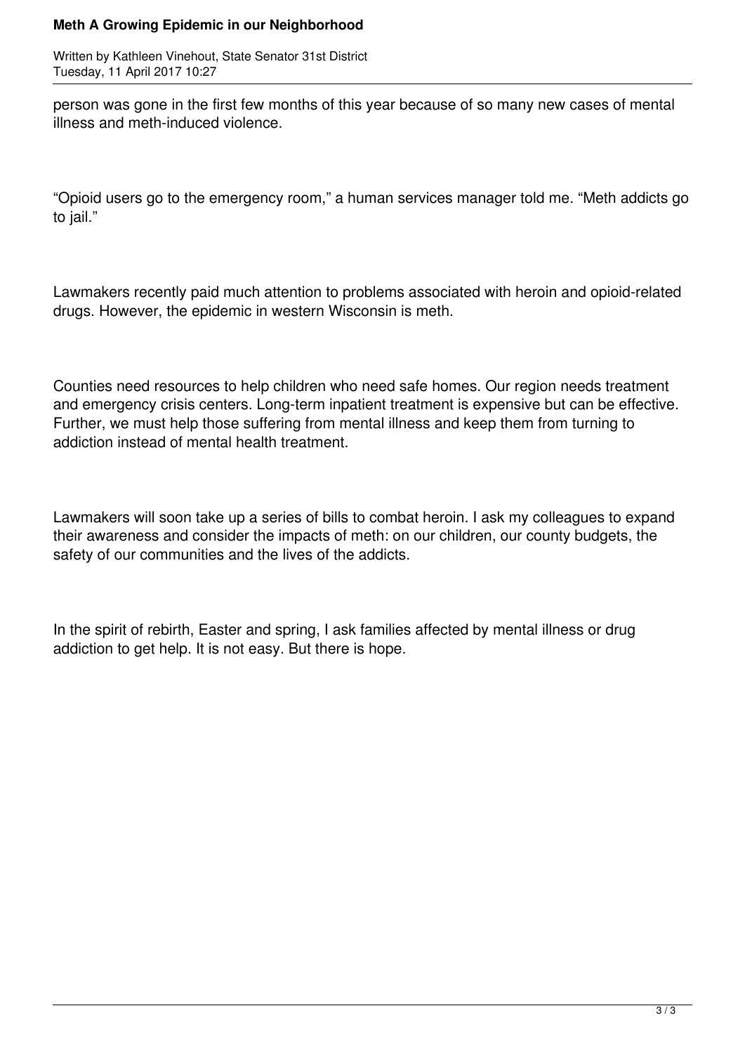person was gone in the first few months of this year because of so many new cases of mental illness and meth-induced violence.

“Opioid users go to the emergency room,” a human services manager told me. “Meth addicts go to jail.”

Lawmakers recently paid much attention to problems associated with heroin and opioid-related drugs. However, the epidemic in western Wisconsin is meth.

Counties need resources to help children who need safe homes. Our region needs treatment and emergency crisis centers. Long-term inpatient treatment is expensive but can be effective. Further, we must help those suffering from mental illness and keep them from turning to addiction instead of mental health treatment.

Lawmakers will soon take up a series of bills to combat heroin. I ask my colleagues to expand their awareness and consider the impacts of meth: on our children, our county budgets, the safety of our communities and the lives of the addicts.

In the spirit of rebirth, Easter and spring, I ask families affected by mental illness or drug addiction to get help. It is not easy. But there is hope.